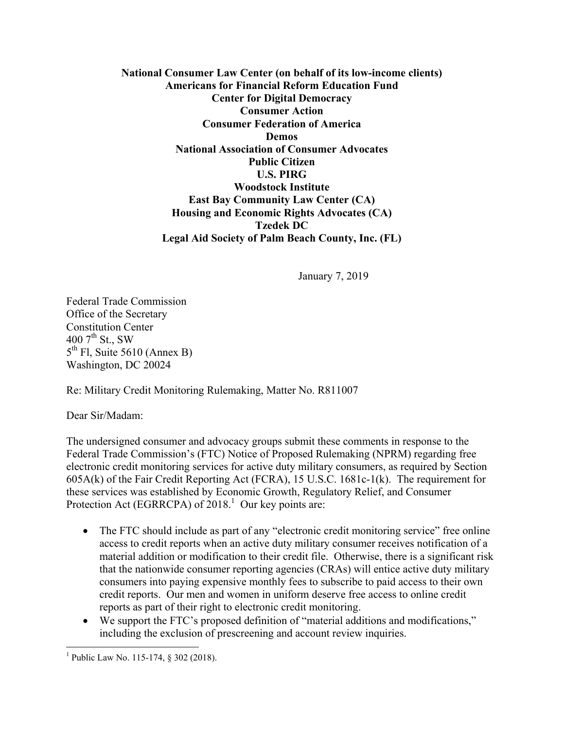**National Consumer Law Center (on behalf of its low-income clients)**
**Americans for Financial Reform Education Fund**
**Center for Digital Democracy**
**Consumer Action**
**Consumer Federation of America**
**Demos**
**National Association of Consumer Advocates**
**Public Citizen**
**U.S. PIRG**
**Woodstock Institute**
**East Bay Community Law Center (CA)**
**Housing and Economic Rights Advocates (CA)**
**Tzedek DC**
**Legal Aid Society of Palm Beach County, Inc. (FL)**

January 7, 2019

Federal Trade Commission
Office of the Secretary
Constitution Center
400 7th St., SW
5th Fl, Suite 5610 (Annex B)
Washington, DC 20024

Re: Military Credit Monitoring Rulemaking, Matter No. R811007

Dear Sir/Madam:

The undersigned consumer and advocacy groups submit these comments in response to the Federal Trade Commission's (FTC) Notice of Proposed Rulemaking (NPRM) regarding free electronic credit monitoring services for active duty military consumers, as required by Section 605A(k) of the Fair Credit Reporting Act (FCRA), 15 U.S.C. 1681c-1(k). The requirement for these services was established by Economic Growth, Regulatory Relief, and Consumer Protection Act (EGRRCPA) of 2018.[1] Our key points are:

- The FTC should include as part of any "electronic credit monitoring service" free online access to credit reports when an active duty military consumer receives notification of a material addition or modification to their credit file. Otherwise, there is a significant risk that the nationwide consumer reporting agencies (CRAs) will entice active duty military consumers into paying expensive monthly fees to subscribe to paid access to their own credit reports. Our men and women in uniform deserve free access to online credit reports as part of their right to electronic credit monitoring.
- We support the FTC's proposed definition of "material additions and modifications," including the exclusion of prescreening and account review inquiries.

[1] Public Law No. 115-174, § 302 (2018).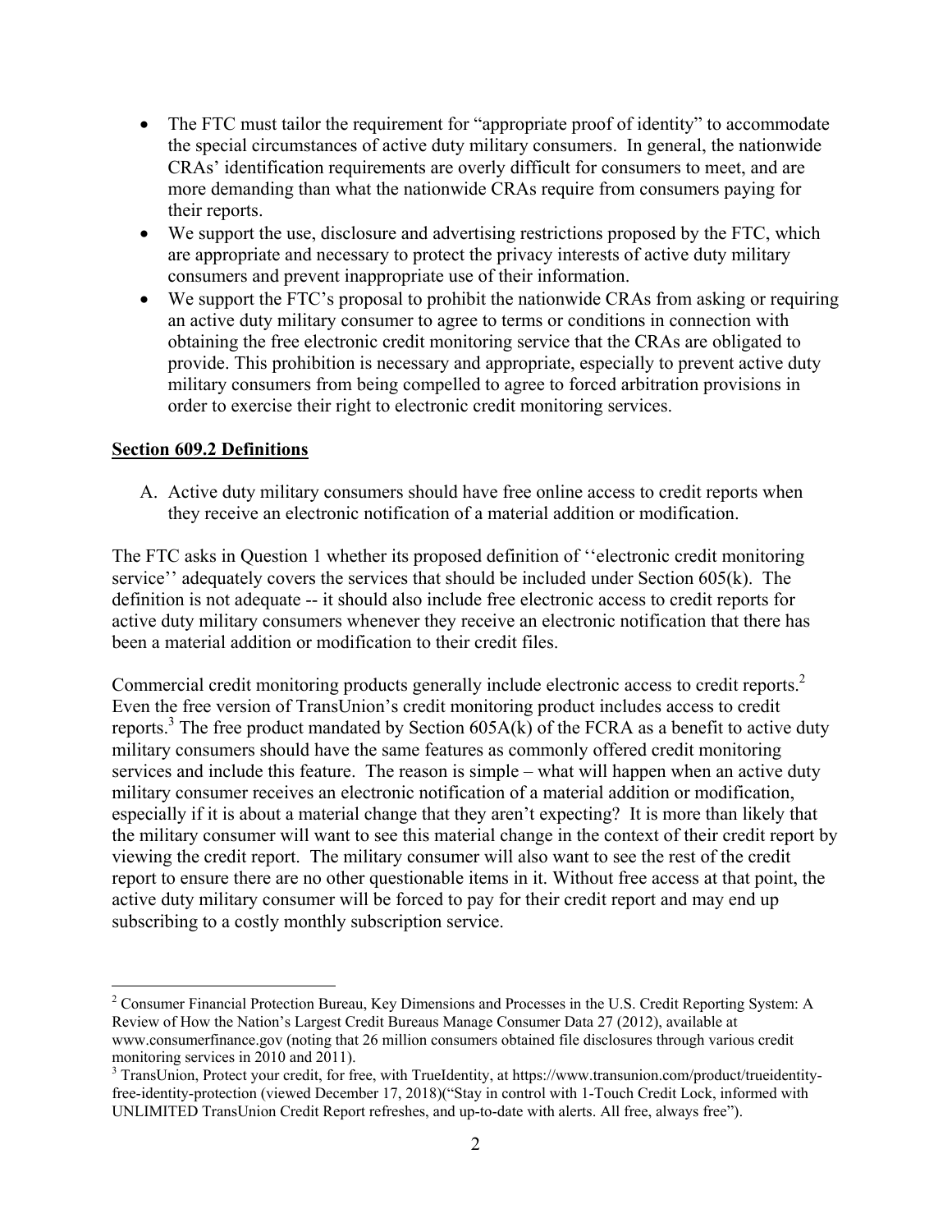- The FTC must tailor the requirement for "appropriate proof of identity" to accommodate the special circumstances of active duty military consumers. In general, the nationwide CRAs' identification requirements are overly difficult for consumers to meet, and are more demanding than what the nationwide CRAs require from consumers paying for their reports.
- We support the use, disclosure and advertising restrictions proposed by the FTC, which are appropriate and necessary to protect the privacy interests of active duty military consumers and prevent inappropriate use of their information.
- We support the FTC's proposal to prohibit the nationwide CRAs from asking or requiring an active duty military consumer to agree to terms or conditions in connection with obtaining the free electronic credit monitoring service that the CRAs are obligated to provide. This prohibition is necessary and appropriate, especially to prevent active duty military consumers from being compelled to agree to forced arbitration provisions in order to exercise their right to electronic credit monitoring services.

**Section 609.2 Definitions**

A. Active duty military consumers should have free online access to credit reports when they receive an electronic notification of a material addition or modification.

The FTC asks in Question 1 whether its proposed definition of ''electronic credit monitoring service'' adequately covers the services that should be included under Section 605(k). The definition is not adequate -- it should also include free electronic access to credit reports for active duty military consumers whenever they receive an electronic notification that there has been a material addition or modification to their credit files.

Commercial credit monitoring products generally include electronic access to credit reports.[2] Even the free version of TransUnion's credit monitoring product includes access to credit reports.[3] The free product mandated by Section 605A(k) of the FCRA as a benefit to active duty military consumers should have the same features as commonly offered credit monitoring services and include this feature. The reason is simple – what will happen when an active duty military consumer receives an electronic notification of a material addition or modification, especially if it is about a material change that they aren't expecting? It is more than likely that the military consumer will want to see this material change in the context of their credit report by viewing the credit report. The military consumer will also want to see the rest of the credit report to ensure there are no other questionable items in it. Without free access at that point, the active duty military consumer will be forced to pay for their credit report and may end up subscribing to a costly monthly subscription service.

[2] Consumer Financial Protection Bureau, Key Dimensions and Processes in the U.S. Credit Reporting System: A Review of How the Nation's Largest Credit Bureaus Manage Consumer Data 27 (2012), available at www.consumerfinance.gov (noting that 26 million consumers obtained file disclosures through various credit monitoring services in 2010 and 2011).

[3] TransUnion, Protect your credit, for free, with TrueIdentity, at https://www.transunion.com/product/trueidentity-free-identity-protection (viewed December 17, 2018)("Stay in control with 1-Touch Credit Lock, informed with UNLIMITED TransUnion Credit Report refreshes, and up-to-date with alerts. All free, always free").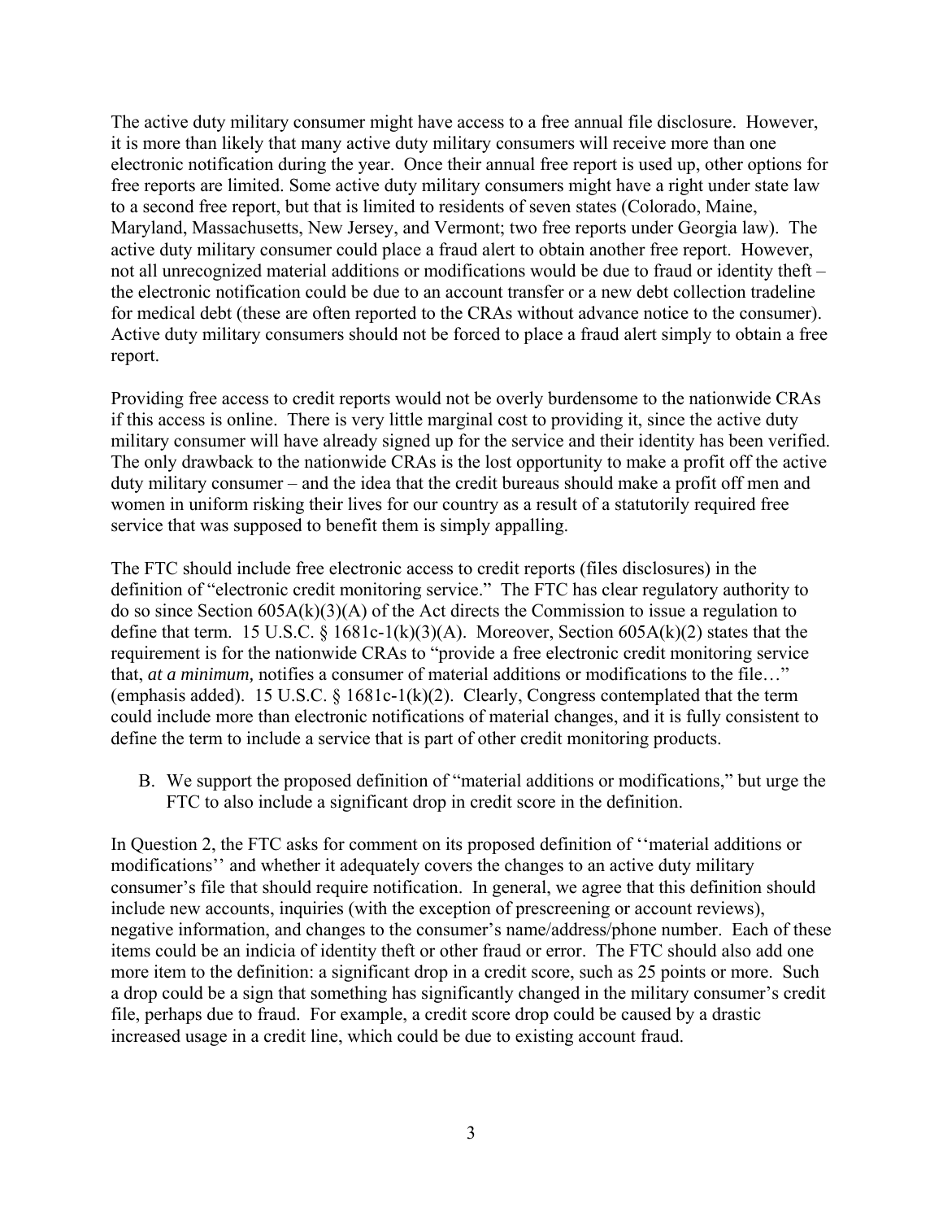The active duty military consumer might have access to a free annual file disclosure. However, it is more than likely that many active duty military consumers will receive more than one electronic notification during the year. Once their annual free report is used up, other options for free reports are limited. Some active duty military consumers might have a right under state law to a second free report, but that is limited to residents of seven states (Colorado, Maine, Maryland, Massachusetts, New Jersey, and Vermont; two free reports under Georgia law). The active duty military consumer could place a fraud alert to obtain another free report. However, not all unrecognized material additions or modifications would be due to fraud or identity theft – the electronic notification could be due to an account transfer or a new debt collection tradeline for medical debt (these are often reported to the CRAs without advance notice to the consumer). Active duty military consumers should not be forced to place a fraud alert simply to obtain a free report.

Providing free access to credit reports would not be overly burdensome to the nationwide CRAs if this access is online. There is very little marginal cost to providing it, since the active duty military consumer will have already signed up for the service and their identity has been verified. The only drawback to the nationwide CRAs is the lost opportunity to make a profit off the active duty military consumer – and the idea that the credit bureaus should make a profit off men and women in uniform risking their lives for our country as a result of a statutorily required free service that was supposed to benefit them is simply appalling.

The FTC should include free electronic access to credit reports (files disclosures) in the definition of "electronic credit monitoring service." The FTC has clear regulatory authority to do so since Section 605A(k)(3)(A) of the Act directs the Commission to issue a regulation to define that term. 15 U.S.C. § 1681c-1(k)(3)(A). Moreover, Section 605A(k)(2) states that the requirement is for the nationwide CRAs to "provide a free electronic credit monitoring service that, *at a minimum,* notifies a consumer of material additions or modifications to the file…" (emphasis added). 15 U.S.C. § 1681c-1(k)(2). Clearly, Congress contemplated that the term could include more than electronic notifications of material changes, and it is fully consistent to define the term to include a service that is part of other credit monitoring products.

B. We support the proposed definition of "material additions or modifications," but urge the FTC to also include a significant drop in credit score in the definition.

In Question 2, the FTC asks for comment on its proposed definition of ''material additions or modifications'' and whether it adequately covers the changes to an active duty military consumer's file that should require notification. In general, we agree that this definition should include new accounts, inquiries (with the exception of prescreening or account reviews), negative information, and changes to the consumer's name/address/phone number. Each of these items could be an indicia of identity theft or other fraud or error. The FTC should also add one more item to the definition: a significant drop in a credit score, such as 25 points or more. Such a drop could be a sign that something has significantly changed in the military consumer's credit file, perhaps due to fraud. For example, a credit score drop could be caused by a drastic increased usage in a credit line, which could be due to existing account fraud.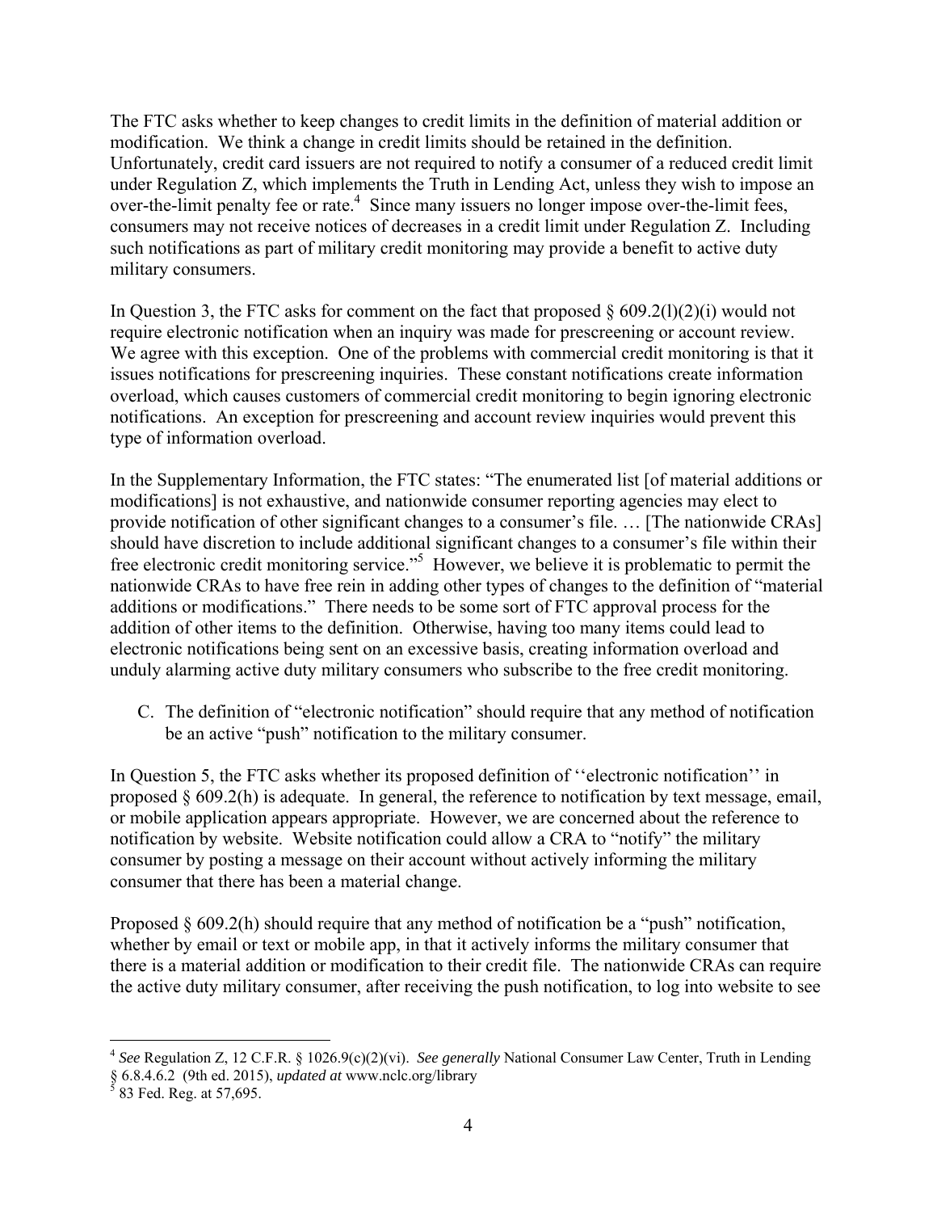The FTC asks whether to keep changes to credit limits in the definition of material addition or modification. We think a change in credit limits should be retained in the definition. Unfortunately, credit card issuers are not required to notify a consumer of a reduced credit limit under Regulation Z, which implements the Truth in Lending Act, unless they wish to impose an over-the-limit penalty fee or rate.[4] Since many issuers no longer impose over-the-limit fees, consumers may not receive notices of decreases in a credit limit under Regulation Z. Including such notifications as part of military credit monitoring may provide a benefit to active duty military consumers.

In Question 3, the FTC asks for comment on the fact that proposed § 609.2(l)(2)(i) would not require electronic notification when an inquiry was made for prescreening or account review. We agree with this exception. One of the problems with commercial credit monitoring is that it issues notifications for prescreening inquiries. These constant notifications create information overload, which causes customers of commercial credit monitoring to begin ignoring electronic notifications. An exception for prescreening and account review inquiries would prevent this type of information overload.

In the Supplementary Information, the FTC states: "The enumerated list [of material additions or modifications] is not exhaustive, and nationwide consumer reporting agencies may elect to provide notification of other significant changes to a consumer's file. … [The nationwide CRAs] should have discretion to include additional significant changes to a consumer's file within their free electronic credit monitoring service."[5] However, we believe it is problematic to permit the nationwide CRAs to have free rein in adding other types of changes to the definition of "material additions or modifications." There needs to be some sort of FTC approval process for the addition of other items to the definition. Otherwise, having too many items could lead to electronic notifications being sent on an excessive basis, creating information overload and unduly alarming active duty military consumers who subscribe to the free credit monitoring.

C. The definition of "electronic notification" should require that any method of notification be an active "push" notification to the military consumer.

In Question 5, the FTC asks whether its proposed definition of ''electronic notification'' in proposed § 609.2(h) is adequate. In general, the reference to notification by text message, email, or mobile application appears appropriate. However, we are concerned about the reference to notification by website. Website notification could allow a CRA to "notify" the military consumer by posting a message on their account without actively informing the military consumer that there has been a material change.

Proposed § 609.2(h) should require that any method of notification be a "push" notification, whether by email or text or mobile app, in that it actively informs the military consumer that there is a material addition or modification to their credit file. The nationwide CRAs can require the active duty military consumer, after receiving the push notification, to log into website to see

---

[4] *See* Regulation Z, 12 C.F.R. § 1026.9(c)(2)(vi). *See generally* National Consumer Law Center, Truth in Lending § 6.8.4.6.2 (9th ed. 2015), *updated at* www.nclc.org/library

[5] 83 Fed. Reg. at 57,695.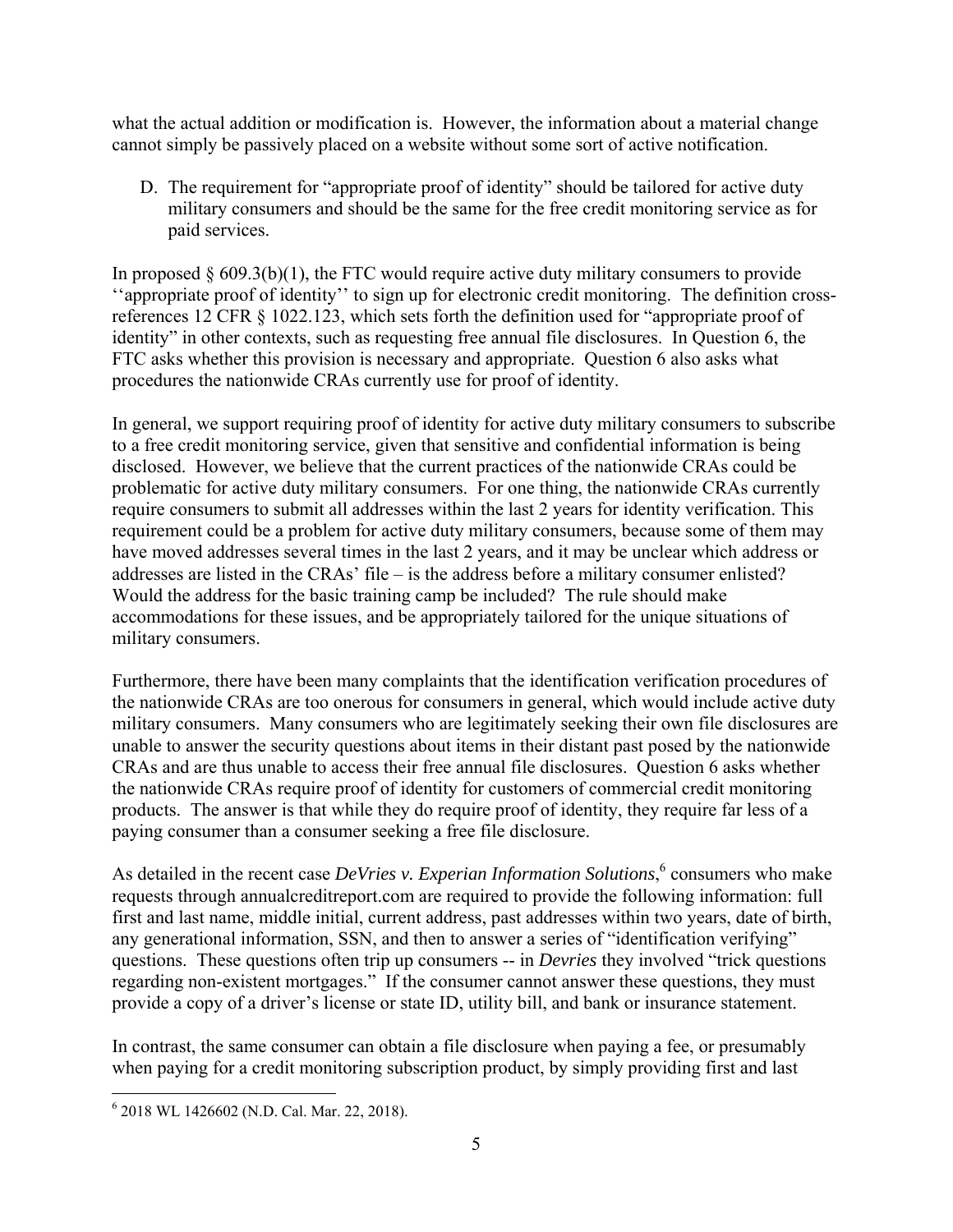what the actual addition or modification is. However, the information about a material change cannot simply be passively placed on a website without some sort of active notification.

D. The requirement for "appropriate proof of identity" should be tailored for active duty military consumers and should be the same for the free credit monitoring service as for paid services.

In proposed § 609.3(b)(1), the FTC would require active duty military consumers to provide ''appropriate proof of identity'' to sign up for electronic credit monitoring. The definition cross-references 12 CFR § 1022.123, which sets forth the definition used for "appropriate proof of identity" in other contexts, such as requesting free annual file disclosures. In Question 6, the FTC asks whether this provision is necessary and appropriate. Question 6 also asks what procedures the nationwide CRAs currently use for proof of identity.

In general, we support requiring proof of identity for active duty military consumers to subscribe to a free credit monitoring service, given that sensitive and confidential information is being disclosed. However, we believe that the current practices of the nationwide CRAs could be problematic for active duty military consumers. For one thing, the nationwide CRAs currently require consumers to submit all addresses within the last 2 years for identity verification. This requirement could be a problem for active duty military consumers, because some of them may have moved addresses several times in the last 2 years, and it may be unclear which address or addresses are listed in the CRAs' file – is the address before a military consumer enlisted? Would the address for the basic training camp be included? The rule should make accommodations for these issues, and be appropriately tailored for the unique situations of military consumers.

Furthermore, there have been many complaints that the identification verification procedures of the nationwide CRAs are too onerous for consumers in general, which would include active duty military consumers. Many consumers who are legitimately seeking their own file disclosures are unable to answer the security questions about items in their distant past posed by the nationwide CRAs and are thus unable to access their free annual file disclosures. Question 6 asks whether the nationwide CRAs require proof of identity for customers of commercial credit monitoring products. The answer is that while they do require proof of identity, they require far less of a paying consumer than a consumer seeking a free file disclosure.

As detailed in the recent case *DeVries v. Experian Information Solutions*,[6] consumers who make requests through annualcreditreport.com are required to provide the following information: full first and last name, middle initial, current address, past addresses within two years, date of birth, any generational information, SSN, and then to answer a series of "identification verifying" questions. These questions often trip up consumers -- in *Devries* they involved "trick questions regarding non-existent mortgages." If the consumer cannot answer these questions, they must provide a copy of a driver's license or state ID, utility bill, and bank or insurance statement.

In contrast, the same consumer can obtain a file disclosure when paying a fee, or presumably when paying for a credit monitoring subscription product, by simply providing first and last

---

[6] 2018 WL 1426602 (N.D. Cal. Mar. 22, 2018).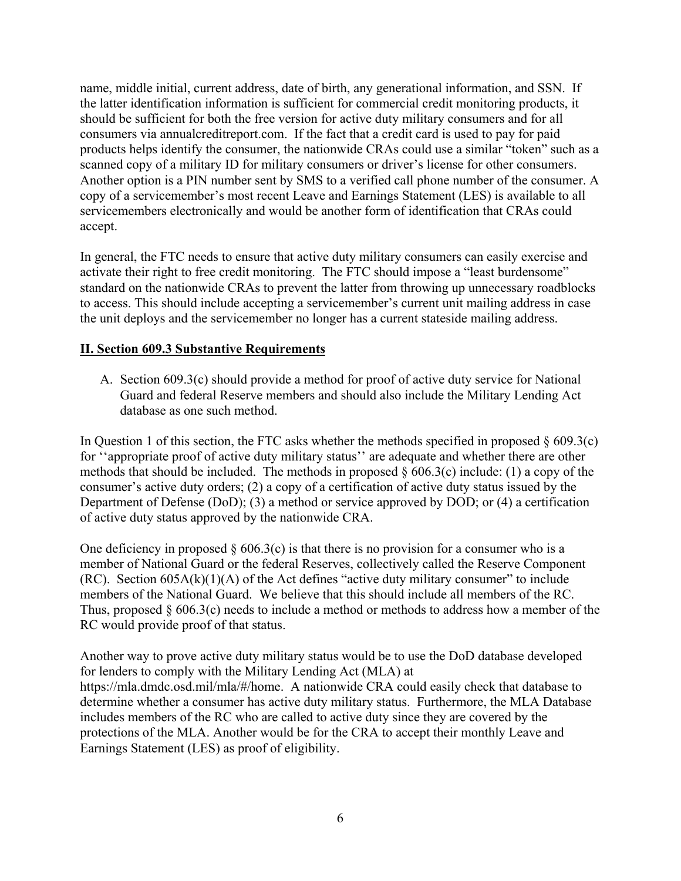name, middle initial, current address, date of birth, any generational information, and SSN. If the latter identification information is sufficient for commercial credit monitoring products, it should be sufficient for both the free version for active duty military consumers and for all consumers via annualcreditreport.com. If the fact that a credit card is used to pay for paid products helps identify the consumer, the nationwide CRAs could use a similar "token" such as a scanned copy of a military ID for military consumers or driver's license for other consumers. Another option is a PIN number sent by SMS to a verified call phone number of the consumer. A copy of a servicemember's most recent Leave and Earnings Statement (LES) is available to all servicemembers electronically and would be another form of identification that CRAs could accept.

In general, the FTC needs to ensure that active duty military consumers can easily exercise and activate their right to free credit monitoring. The FTC should impose a "least burdensome" standard on the nationwide CRAs to prevent the latter from throwing up unnecessary roadblocks to access. This should include accepting a servicemember's current unit mailing address in case the unit deploys and the servicemember no longer has a current stateside mailing address.

## II. Section 609.3 Substantive Requirements

A. Section 609.3(c) should provide a method for proof of active duty service for National Guard and federal Reserve members and should also include the Military Lending Act database as one such method.

In Question 1 of this section, the FTC asks whether the methods specified in proposed § 609.3(c) for ''appropriate proof of active duty military status'' are adequate and whether there are other methods that should be included. The methods in proposed § 606.3(c) include: (1) a copy of the consumer's active duty orders; (2) a copy of a certification of active duty status issued by the Department of Defense (DoD); (3) a method or service approved by DOD; or (4) a certification of active duty status approved by the nationwide CRA.

One deficiency in proposed § 606.3(c) is that there is no provision for a consumer who is a member of National Guard or the federal Reserves, collectively called the Reserve Component (RC). Section 605A(k)(1)(A) of the Act defines "active duty military consumer" to include members of the National Guard. We believe that this should include all members of the RC. Thus, proposed § 606.3(c) needs to include a method or methods to address how a member of the RC would provide proof of that status.

Another way to prove active duty military status would be to use the DoD database developed for lenders to comply with the Military Lending Act (MLA) at https://mla.dmdc.osd.mil/mla/#/home. A nationwide CRA could easily check that database to determine whether a consumer has active duty military status. Furthermore, the MLA Database includes members of the RC who are called to active duty since they are covered by the protections of the MLA. Another would be for the CRA to accept their monthly Leave and Earnings Statement (LES) as proof of eligibility.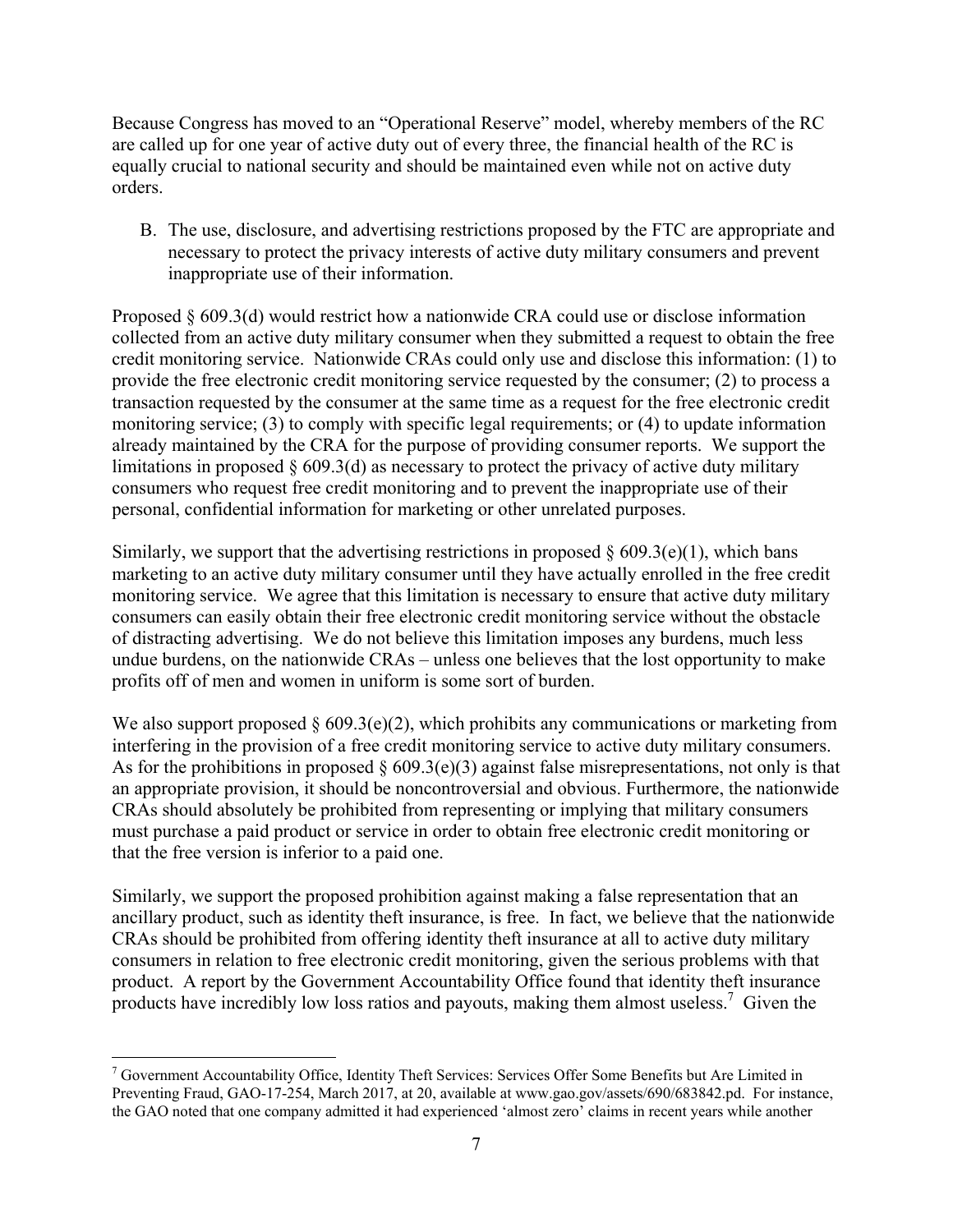Because Congress has moved to an "Operational Reserve" model, whereby members of the RC are called up for one year of active duty out of every three, the financial health of the RC is equally crucial to national security and should be maintained even while not on active duty orders.

B. The use, disclosure, and advertising restrictions proposed by the FTC are appropriate and necessary to protect the privacy interests of active duty military consumers and prevent inappropriate use of their information.

Proposed § 609.3(d) would restrict how a nationwide CRA could use or disclose information collected from an active duty military consumer when they submitted a request to obtain the free credit monitoring service. Nationwide CRAs could only use and disclose this information: (1) to provide the free electronic credit monitoring service requested by the consumer; (2) to process a transaction requested by the consumer at the same time as a request for the free electronic credit monitoring service; (3) to comply with specific legal requirements; or (4) to update information already maintained by the CRA for the purpose of providing consumer reports. We support the limitations in proposed § 609.3(d) as necessary to protect the privacy of active duty military consumers who request free credit monitoring and to prevent the inappropriate use of their personal, confidential information for marketing or other unrelated purposes.

Similarly, we support that the advertising restrictions in proposed § 609.3(e)(1), which bans marketing to an active duty military consumer until they have actually enrolled in the free credit monitoring service. We agree that this limitation is necessary to ensure that active duty military consumers can easily obtain their free electronic credit monitoring service without the obstacle of distracting advertising. We do not believe this limitation imposes any burdens, much less undue burdens, on the nationwide CRAs – unless one believes that the lost opportunity to make profits off of men and women in uniform is some sort of burden.

We also support proposed § 609.3(e)(2), which prohibits any communications or marketing from interfering in the provision of a free credit monitoring service to active duty military consumers. As for the prohibitions in proposed § 609.3(e)(3) against false misrepresentations, not only is that an appropriate provision, it should be noncontroversial and obvious. Furthermore, the nationwide CRAs should absolutely be prohibited from representing or implying that military consumers must purchase a paid product or service in order to obtain free electronic credit monitoring or that the free version is inferior to a paid one.

Similarly, we support the proposed prohibition against making a false representation that an ancillary product, such as identity theft insurance, is free. In fact, we believe that the nationwide CRAs should be prohibited from offering identity theft insurance at all to active duty military consumers in relation to free electronic credit monitoring, given the serious problems with that product. A report by the Government Accountability Office found that identity theft insurance products have incredibly low loss ratios and payouts, making them almost useless.[7] Given the

[7] Government Accountability Office, Identity Theft Services: Services Offer Some Benefits but Are Limited in Preventing Fraud, GAO-17-254, March 2017, at 20, available at www.gao.gov/assets/690/683842.pd. For instance, the GAO noted that one company admitted it had experienced 'almost zero' claims in recent years while another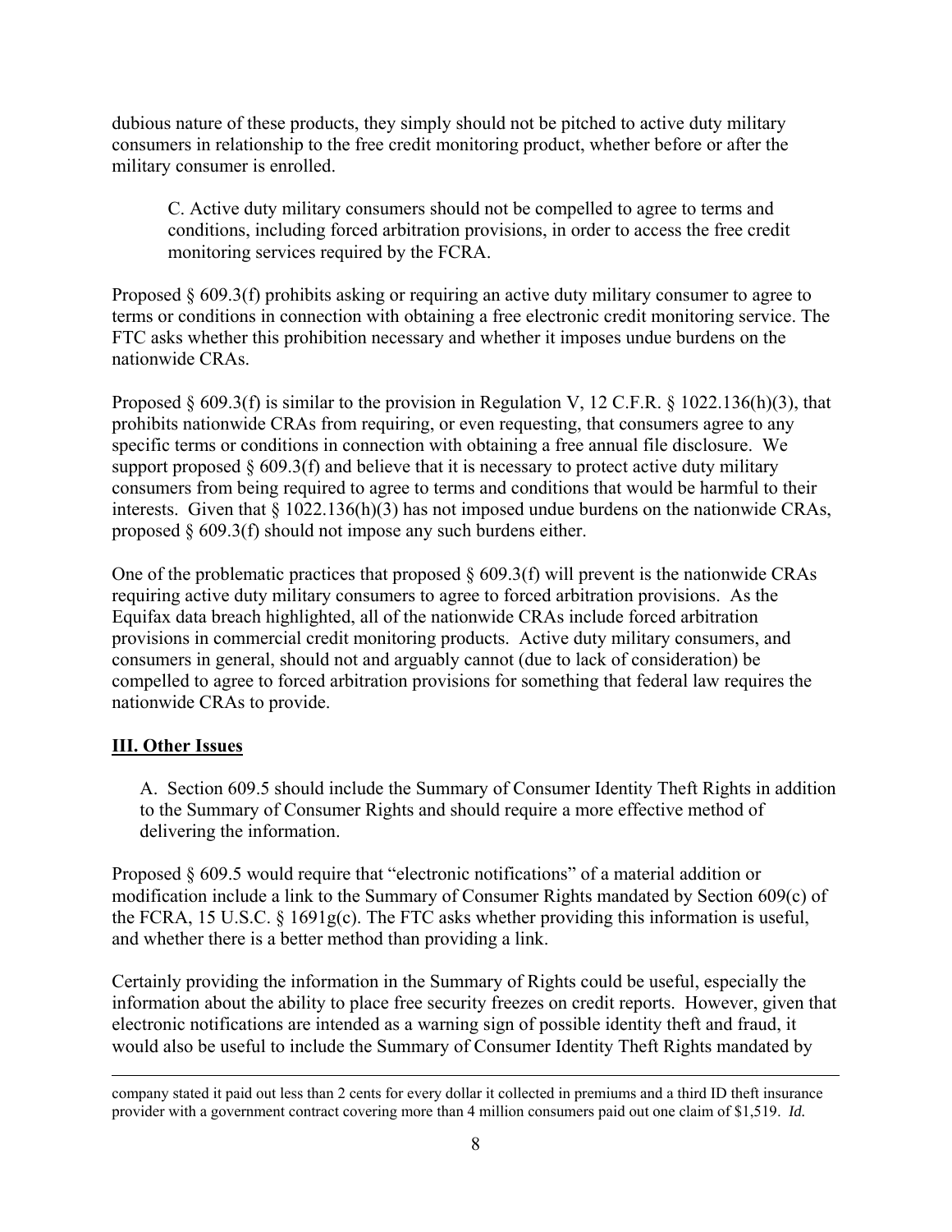dubious nature of these products, they simply should not be pitched to active duty military consumers in relationship to the free credit monitoring product, whether before or after the military consumer is enrolled.

> C. Active duty military consumers should not be compelled to agree to terms and conditions, including forced arbitration provisions, in order to access the free credit monitoring services required by the FCRA.

Proposed § 609.3(f) prohibits asking or requiring an active duty military consumer to agree to terms or conditions in connection with obtaining a free electronic credit monitoring service. The FTC asks whether this prohibition necessary and whether it imposes undue burdens on the nationwide CRAs.

Proposed § 609.3(f) is similar to the provision in Regulation V, 12 C.F.R. § 1022.136(h)(3), that prohibits nationwide CRAs from requiring, or even requesting, that consumers agree to any specific terms or conditions in connection with obtaining a free annual file disclosure. We support proposed § 609.3(f) and believe that it is necessary to protect active duty military consumers from being required to agree to terms and conditions that would be harmful to their interests. Given that § 1022.136(h)(3) has not imposed undue burdens on the nationwide CRAs, proposed § 609.3(f) should not impose any such burdens either.

One of the problematic practices that proposed § 609.3(f) will prevent is the nationwide CRAs requiring active duty military consumers to agree to forced arbitration provisions. As the Equifax data breach highlighted, all of the nationwide CRAs include forced arbitration provisions in commercial credit monitoring products. Active duty military consumers, and consumers in general, should not and arguably cannot (due to lack of consideration) be compelled to agree to forced arbitration provisions for something that federal law requires the nationwide CRAs to provide.

## <u>III. Other Issues</u>

> A. Section 609.5 should include the Summary of Consumer Identity Theft Rights in addition to the Summary of Consumer Rights and should require a more effective method of delivering the information.

Proposed § 609.5 would require that "electronic notifications" of a material addition or modification include a link to the Summary of Consumer Rights mandated by Section 609(c) of the FCRA, 15 U.S.C. § 1691g(c). The FTC asks whether providing this information is useful, and whether there is a better method than providing a link.

Certainly providing the information in the Summary of Rights could be useful, especially the information about the ability to place free security freezes on credit reports. However, given that electronic notifications are intended as a warning sign of possible identity theft and fraud, it would also be useful to include the Summary of Consumer Identity Theft Rights mandated by

---

company stated it paid out less than 2 cents for every dollar it collected in premiums and a third ID theft insurance provider with a government contract covering more than 4 million consumers paid out one claim of $1,519. *Id.*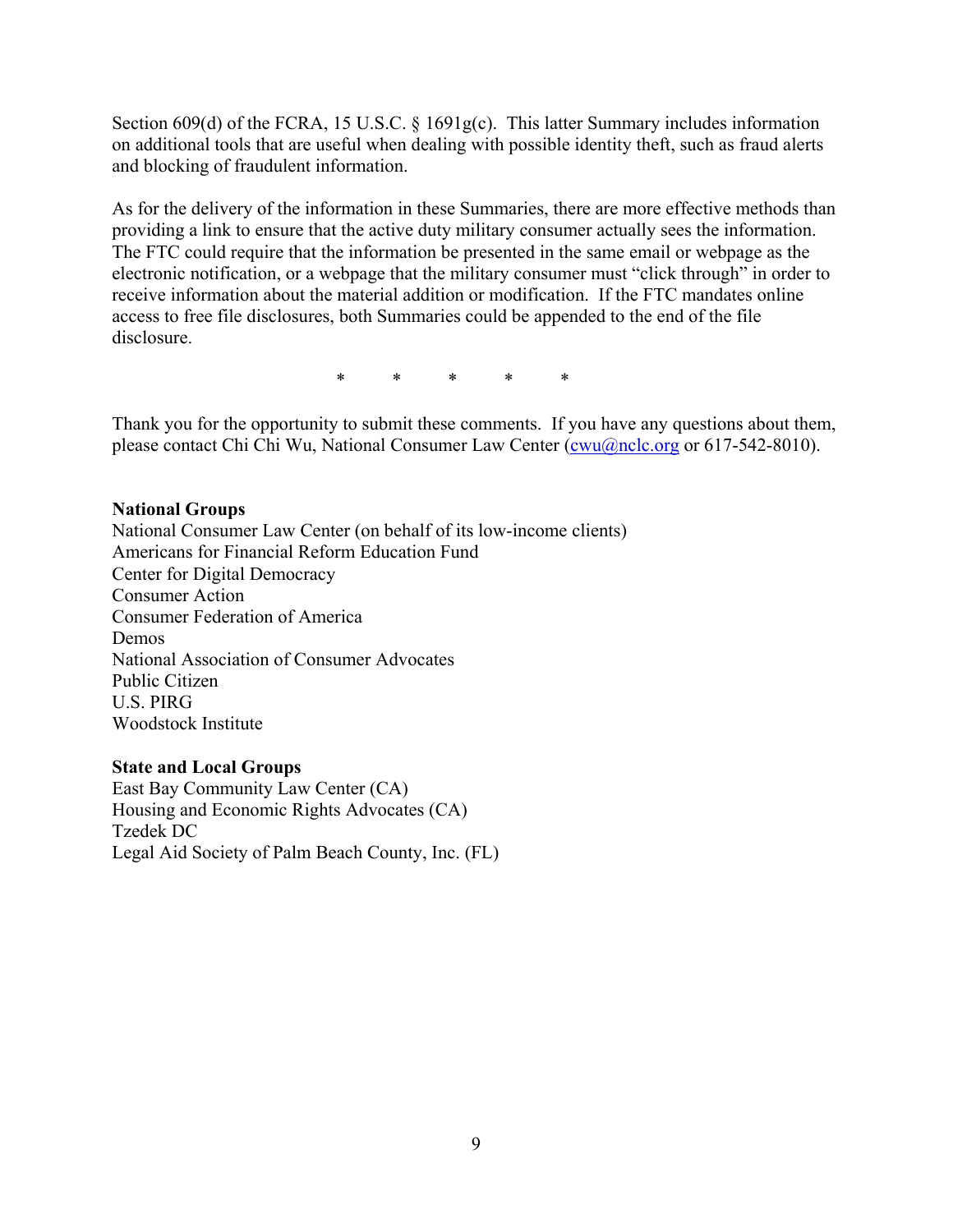Section 609(d) of the FCRA, 15 U.S.C. § 1691g(c). This latter Summary includes information on additional tools that are useful when dealing with possible identity theft, such as fraud alerts and blocking of fraudulent information.

As for the delivery of the information in these Summaries, there are more effective methods than providing a link to ensure that the active duty military consumer actually sees the information. The FTC could require that the information be presented in the same email or webpage as the electronic notification, or a webpage that the military consumer must "click through" in order to receive information about the material addition or modification. If the FTC mandates online access to free file disclosures, both Summaries could be appended to the end of the file disclosure.

\* \* \* \* \*

Thank you for the opportunity to submit these comments. If you have any questions about them, please contact Chi Chi Wu, National Consumer Law Center (cwu@nclc.org or 617-542-8010).

**National Groups**
National Consumer Law Center (on behalf of its low-income clients)
Americans for Financial Reform Education Fund
Center for Digital Democracy
Consumer Action
Consumer Federation of America
Demos
National Association of Consumer Advocates
Public Citizen
U.S. PIRG
Woodstock Institute

**State and Local Groups**
East Bay Community Law Center (CA)
Housing and Economic Rights Advocates (CA)
Tzedek DC
Legal Aid Society of Palm Beach County, Inc. (FL)